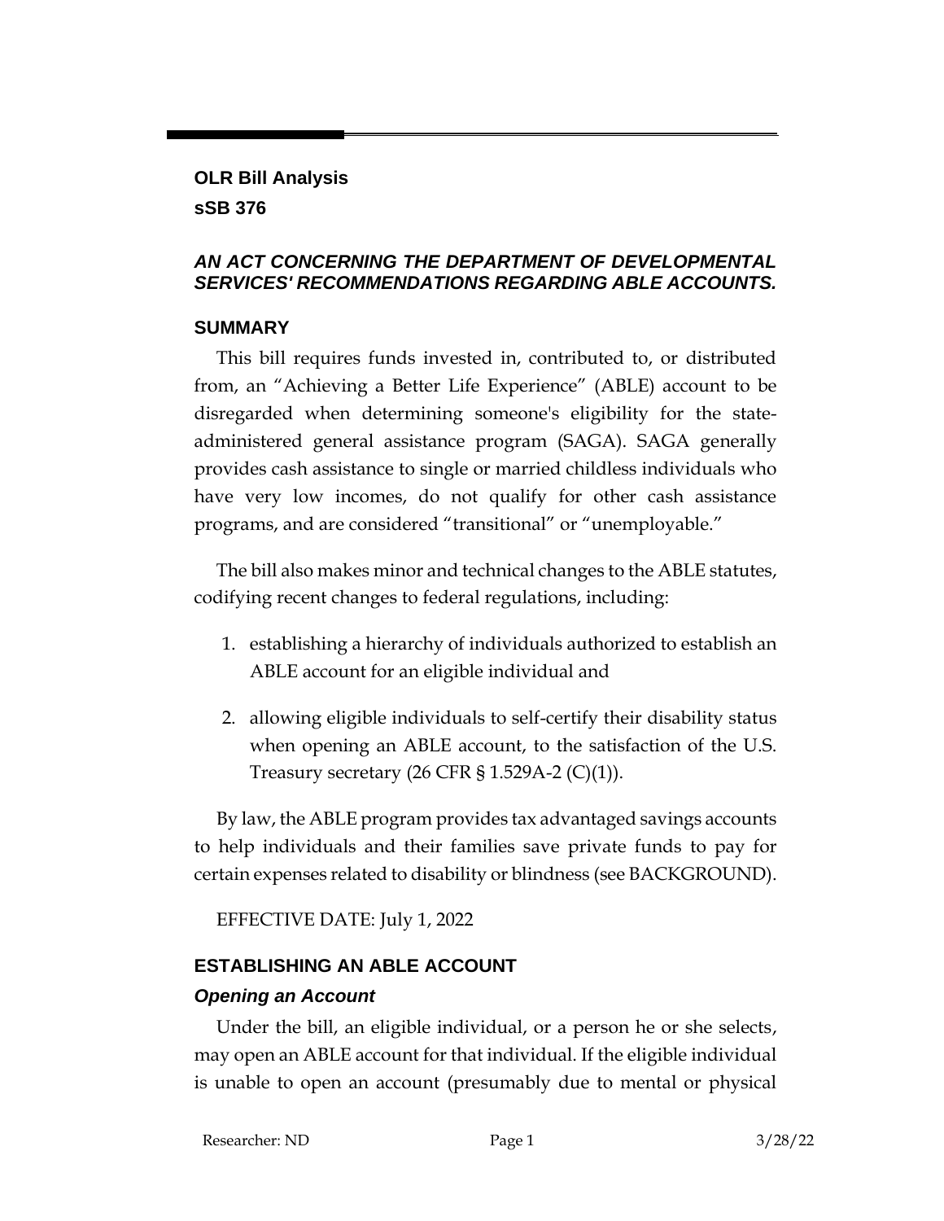**OLR Bill Analysis**
**sSB 376**

## *AN ACT CONCERNING THE DEPARTMENT OF DEVELOPMENTAL SERVICES' RECOMMENDATIONS REGARDING ABLE ACCOUNTS.*

### SUMMARY

This bill requires funds invested in, contributed to, or distributed from, an "Achieving a Better Life Experience" (ABLE) account to be disregarded when determining someone's eligibility for the state-administered general assistance program (SAGA). SAGA generally provides cash assistance to single or married childless individuals who have very low incomes, do not qualify for other cash assistance programs, and are considered "transitional" or "unemployable."

The bill also makes minor and technical changes to the ABLE statutes, codifying recent changes to federal regulations, including:

1. establishing a hierarchy of individuals authorized to establish an ABLE account for an eligible individual and
2. allowing eligible individuals to self-certify their disability status when opening an ABLE account, to the satisfaction of the U.S. Treasury secretary (26 CFR § 1.529A-2 (C)(1)).

By law, the ABLE program provides tax advantaged savings accounts to help individuals and their families save private funds to pay for certain expenses related to disability or blindness (see BACKGROUND).

EFFECTIVE DATE: July 1, 2022

### ESTABLISHING AN ABLE ACCOUNT

#### *Opening an Account*

Under the bill, an eligible individual, or a person he or she selects, may open an ABLE account for that individual. If the eligible individual is unable to open an account (presumably due to mental or physical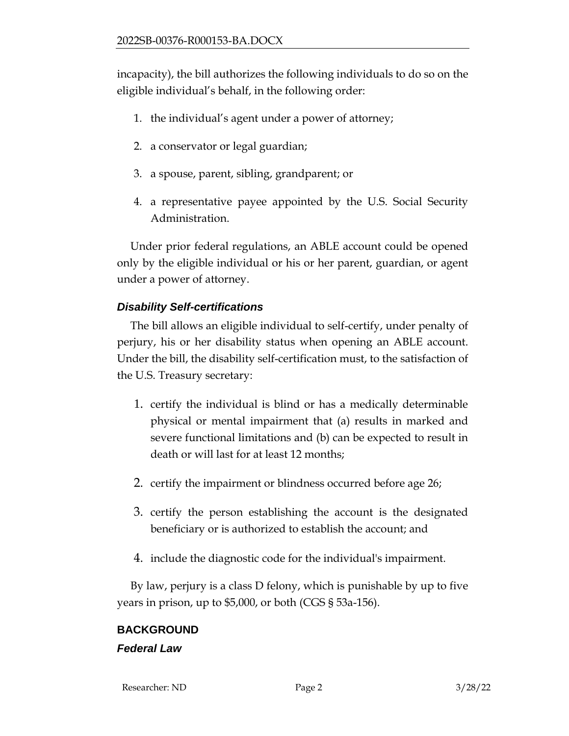incapacity), the bill authorizes the following individuals to do so on the eligible individual's behalf, in the following order:

1. the individual's agent under a power of attorney;
2. a conservator or legal guardian;
3. a spouse, parent, sibling, grandparent; or
4. a representative payee appointed by the U.S. Social Security Administration.

Under prior federal regulations, an ABLE account could be opened only by the eligible individual or his or her parent, guardian, or agent under a power of attorney.

### *Disability Self-certifications*

The bill allows an eligible individual to self-certify, under penalty of perjury, his or her disability status when opening an ABLE account. Under the bill, the disability self-certification must, to the satisfaction of the U.S. Treasury secretary:

1. certify the individual is blind or has a medically determinable physical or mental impairment that (a) results in marked and severe functional limitations and (b) can be expected to result in death or will last for at least 12 months;
2. certify the impairment or blindness occurred before age 26;
3. certify the person establishing the account is the designated beneficiary or is authorized to establish the account; and
4. include the diagnostic code for the individual's impairment.

By law, perjury is a class D felony, which is punishable by up to five years in prison, up to $5,000, or both (CGS § 53a-156).

## BACKGROUND

### *Federal Law*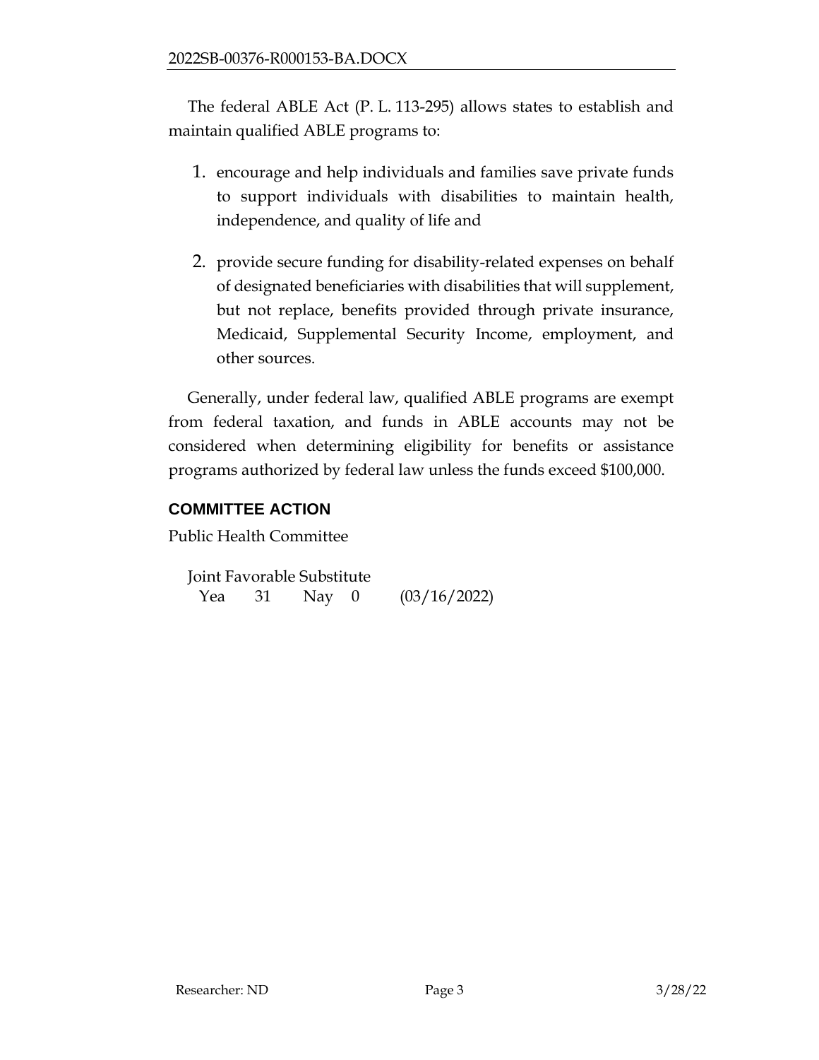The federal ABLE Act (P. L. 113-295) allows states to establish and maintain qualified ABLE programs to:

1. encourage and help individuals and families save private funds to support individuals with disabilities to maintain health, independence, and quality of life and

2. provide secure funding for disability-related expenses on behalf of designated beneficiaries with disabilities that will supplement, but not replace, benefits provided through private insurance, Medicaid, Supplemental Security Income, employment, and other sources.

Generally, under federal law, qualified ABLE programs are exempt from federal taxation, and funds in ABLE accounts may not be considered when determining eligibility for benefits or assistance programs authorized by federal law unless the funds exceed $100,000.

## COMMITTEE ACTION

Public Health Committee

Joint Favorable Substitute
Yea 31 Nay 0 (03/16/2022)